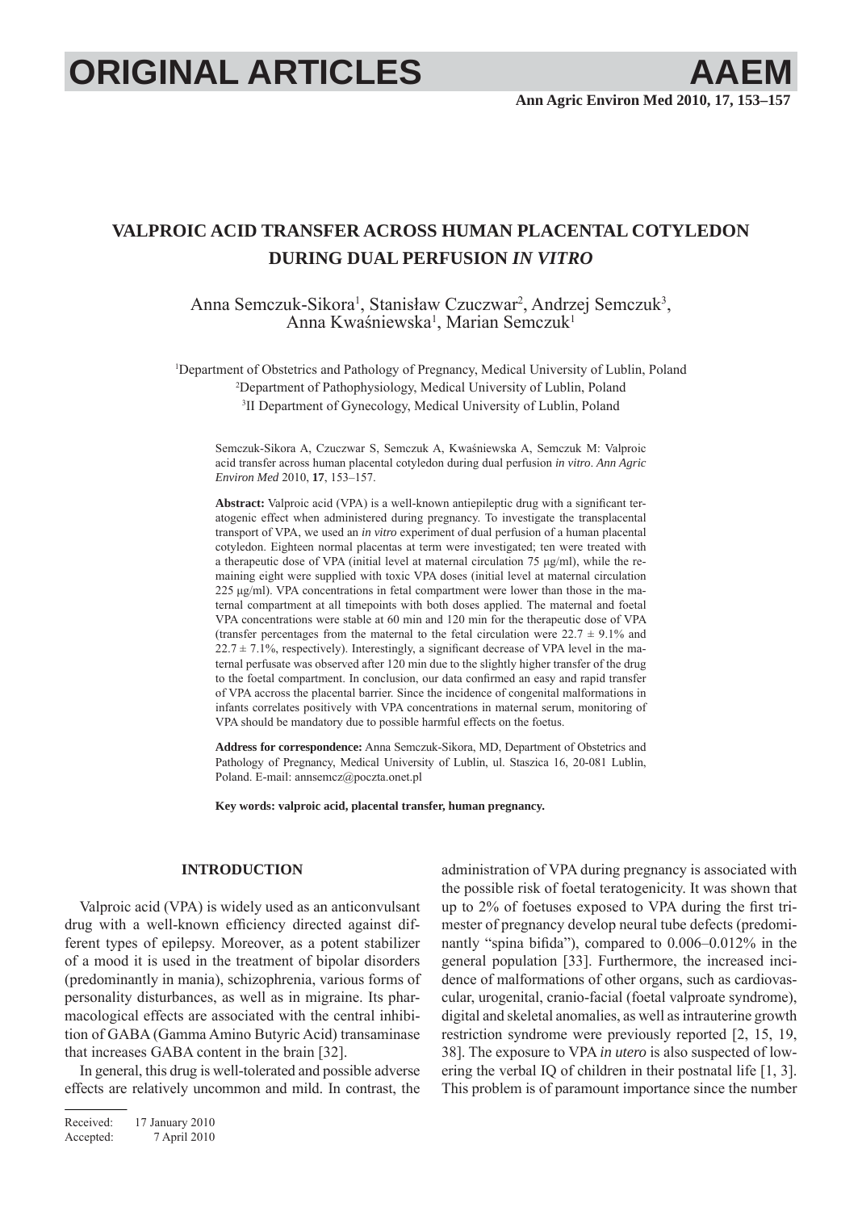# VALPROIC ACID TRANSFER ACROSS HUMAN PLACENTAL COTYLEDON DURING DUAL PERFUSION *IN VITRO*

Anna Semczuk-Sikora[1], Stanisław Czuczwar[2], Andrzej Semczuk[3], Anna Kwaśniewska[1], Marian Semczuk[1]

[1]Department of Obstetrics and Pathology of Pregnancy, Medical University of Lublin, Poland
[2]Department of Pathophysiology, Medical University of Lublin, Poland
[3]II Department of Gynecology, Medical University of Lublin, Poland

Semczuk-Sikora A, Czuczwar S, Semczuk A, Kwaśniewska A, Semczuk M: Valproic acid transfer across human placental cotyledon during dual perfusion *in vitro*. *Ann Agric Environ Med* 2010, **17**, 153–157.

**Abstract:** Valproic acid (VPA) is a well-known antiepileptic drug with a significant teratogenic effect when administered during pregnancy. To investigate the transplacental transport of VPA, we used an *in vitro* experiment of dual perfusion of a human placental cotyledon. Eighteen normal placentas at term were investigated; ten were treated with a therapeutic dose of VPA (initial level at maternal circulation 75 µg/ml), while the remaining eight were supplied with toxic VPA doses (initial level at maternal circulation 225 µg/ml). VPA concentrations in fetal compartment were lower than those in the maternal compartment at all timepoints with both doses applied. The maternal and foetal VPA concentrations were stable at 60 min and 120 min for the therapeutic dose of VPA (transfer percentages from the maternal to the fetal circulation were 22.7 ± 9.1% and 22.7 ± 7.1%, respectively). Interestingly, a significant decrease of VPA level in the maternal perfusate was observed after 120 min due to the slightly higher transfer of the drug to the foetal compartment. In conclusion, our data confirmed an easy and rapid transfer of VPA accross the placental barrier. Since the incidence of congenital malformations in infants correlates positively with VPA concentrations in maternal serum, monitoring of VPA should be mandatory due to possible harmful effects on the foetus.

**Address for correspondence:** Anna Semczuk-Sikora, MD, Department of Obstetrics and Pathology of Pregnancy, Medical University of Lublin, ul. Staszica 16, 20-081 Lublin, Poland. E-mail: annsemcz@poczta.onet.pl

**Key words: valproic acid, placental transfer, human pregnancy.**

## INTRODUCTION

Valproic acid (VPA) is widely used as an anticonvulsant drug with a well-known efficiency directed against different types of epilepsy. Moreover, as a potent stabilizer of a mood it is used in the treatment of bipolar disorders (predominantly in mania), schizophrenia, various forms of personality disturbances, as well as in migraine. Its pharmacological effects are associated with the central inhibition of GABA (Gamma Amino Butyric Acid) transaminase that increases GABA content in the brain [32].

In general, this drug is well-tolerated and possible adverse effects are relatively uncommon and mild. In contrast, the administration of VPA during pregnancy is associated with the possible risk of foetal teratogenicity. It was shown that up to 2% of foetuses exposed to VPA during the first trimester of pregnancy develop neural tube defects (predominantly "spina bifida"), compared to 0.006–0.012% in the general population [33]. Furthermore, the increased incidence of malformations of other organs, such as cardiovascular, urogenital, cranio-facial (foetal valproate syndrome), digital and skeletal anomalies, as well as intrauterine growth restriction syndrome were previously reported [2, 15, 19, 38]. The exposure to VPA *in utero* is also suspected of lowering the verbal IQ of children in their postnatal life [1, 3]. This problem is of paramount importance since the number

Received: 17 January 2010
Accepted: 7 April 2010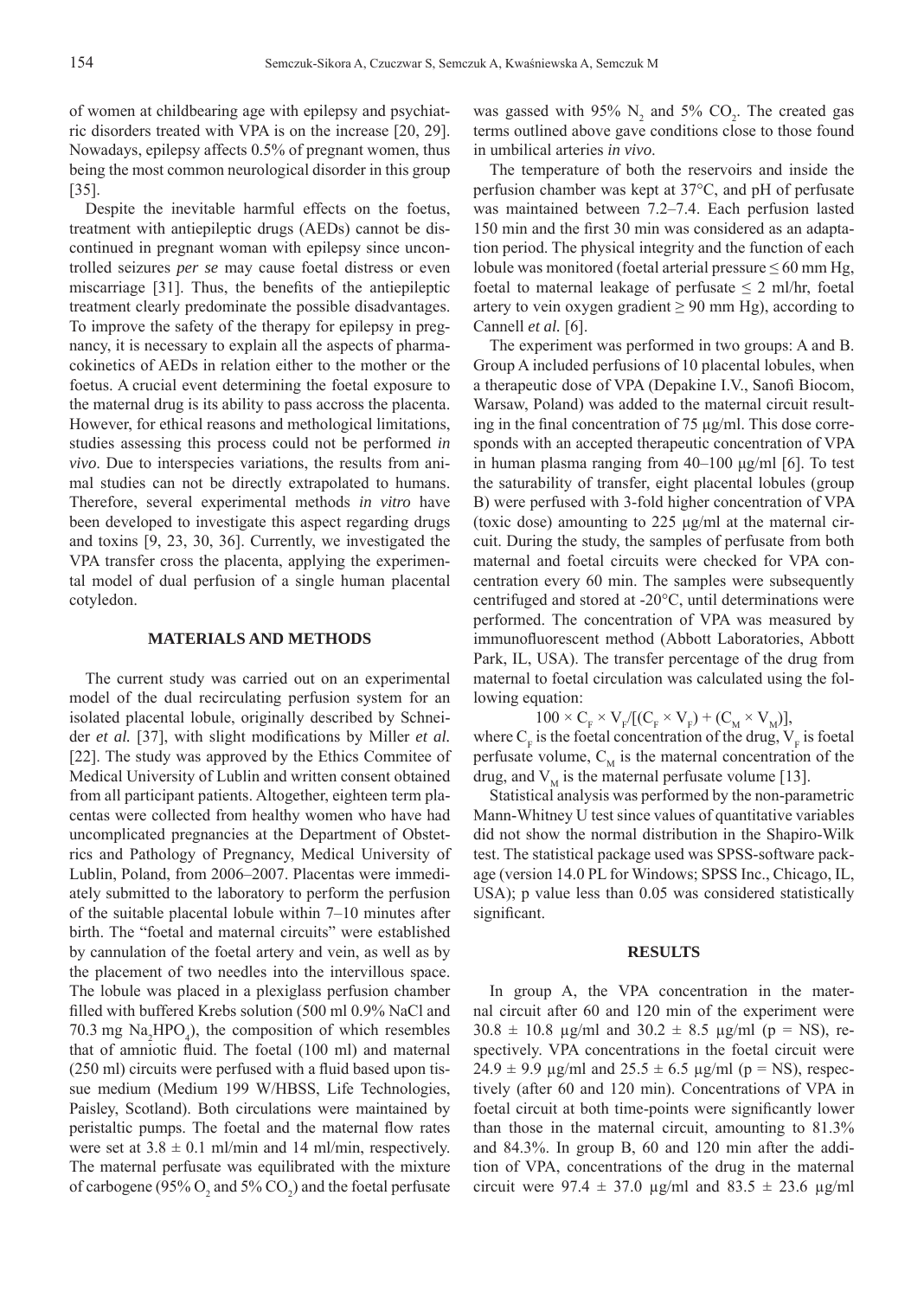of women at childbearing age with epilepsy and psychiatric disorders treated with VPA is on the increase [20, 29]. Nowadays, epilepsy affects 0.5% of pregnant women, thus being the most common neurological disorder in this group [35].

Despite the inevitable harmful effects on the foetus, treatment with antiepileptic drugs (AEDs) cannot be discontinued in pregnant woman with epilepsy since uncontrolled seizures *per se* may cause foetal distress or even miscarriage [31]. Thus, the benefits of the antiepileptic treatment clearly predominate the possible disadvantages. To improve the safety of the therapy for epilepsy in pregnancy, it is necessary to explain all the aspects of pharmacokinetics of AEDs in relation either to the mother or the foetus. A crucial event determining the foetal exposure to the maternal drug is its ability to pass accross the placenta. However, for ethical reasons and methological limitations, studies assessing this process could not be performed *in vivo*. Due to interspecies variations, the results from animal studies can not be directly extrapolated to humans. Therefore, several experimental methods *in vitro* have been developed to investigate this aspect regarding drugs and toxins [9, 23, 30, 36]. Currently, we investigated the VPA transfer cross the placenta, applying the experimental model of dual perfusion of a single human placental cotyledon.

## MATERIALS AND METHODS

The current study was carried out on an experimental model of the dual recirculating perfusion system for an isolated placental lobule, originally described by Schneider *et al.* [37], with slight modifications by Miller *et al.* [22]. The study was approved by the Ethics Commitee of Medical University of Lublin and written consent obtained from all participant patients. Altogether, eighteen term placentas were collected from healthy women who have had uncomplicated pregnancies at the Department of Obstetrics and Pathology of Pregnancy, Medical University of Lublin, Poland, from 2006–2007. Placentas were immediately submitted to the laboratory to perform the perfusion of the suitable placental lobule within 7–10 minutes after birth. The "foetal and maternal circuits" were established by cannulation of the foetal artery and vein, as well as by the placement of two needles into the intervillous space. The lobule was placed in a plexiglass perfusion chamber filled with buffered Krebs solution (500 ml 0.9% NaCl and 70.3 mg $Na_2HPO_4$), the composition of which resembles that of amniotic fluid. The foetal (100 ml) and maternal (250 ml) circuits were perfused with a fluid based upon tissue medium (Medium 199 W/HBSS, Life Technologies, Paisley, Scotland). Both circulations were maintained by peristaltic pumps. The foetal and the maternal flow rates were set at $3.8 \pm 0.1$ ml/min and 14 ml/min, respectively. The maternal perfusate was equilibrated with the mixture of carbogene (95% $O_2$ and 5% $CO_2$) and the foetal perfusate was gassed with 95% $N_2$ and 5% $CO_2$. The created gas terms outlined above gave conditions close to those found in umbilical arteries *in vivo*.

The temperature of both the reservoirs and inside the perfusion chamber was kept at 37°C, and pH of perfusate was maintained between 7.2–7.4. Each perfusion lasted 150 min and the first 30 min was considered as an adaptation period. The physical integrity and the function of each lobule was monitored (foetal arterial pressure $\leq 60$ mm Hg, foetal to maternal leakage of perfusate $\leq 2$ ml/hr, foetal artery to vein oxygen gradient $\geq 90$ mm Hg), according to Cannell *et al.* [6].

The experiment was performed in two groups: A and B. Group A included perfusions of 10 placental lobules, when a therapeutic dose of VPA (Depakine I.V., Sanofi Biocom, Warsaw, Poland) was added to the maternal circuit resulting in the final concentration of 75 µg/ml. This dose corresponds with an accepted therapeutic concentration of VPA in human plasma ranging from 40–100 µg/ml [6]. To test the saturability of transfer, eight placental lobules (group B) were perfused with 3-fold higher concentration of VPA (toxic dose) amounting to 225 µg/ml at the maternal circuit. During the study, the samples of perfusate from both maternal and foetal circuits were checked for VPA concentration every 60 min. The samples were subsequently centrifuged and stored at -20°C, until determinations were performed. The concentration of VPA was measured by immunofluorescent method (Abbott Laboratories, Abbott Park, IL, USA). The transfer percentage of the drug from maternal to foetal circulation was calculated using the following equation:

$$100 \times C_F \times V_F/[(C_F \times V_F) + (C_M \times V_M)],$$

where $C_F$ is the foetal concentration of the drug, $V_F$ is foetal perfusate volume, $C_M$ is the maternal concentration of the drug, and $V_M$ is the maternal perfusate volume [13].

Statistical analysis was performed by the non-parametric Mann-Whitney U test since values of quantitative variables did not show the normal distribution in the Shapiro-Wilk test. The statistical package used was SPSS-software package (version 14.0 PL for Windows; SPSS Inc., Chicago, IL, USA); p value less than 0.05 was considered statistically significant.

## RESULTS

In group A, the VPA concentration in the maternal circuit after 60 and 120 min of the experiment were $30.8 \pm 10.8$ µg/ml and $30.2 \pm 8.5$ µg/ml (p = NS), respectively. VPA concentrations in the foetal circuit were $24.9 \pm 9.9$ µg/ml and $25.5 \pm 6.5$ µg/ml (p = NS), respectively (after 60 and 120 min). Concentrations of VPA in foetal circuit at both time-points were significantly lower than those in the maternal circuit, amounting to 81.3% and 84.3%. In group B, 60 and 120 min after the addition of VPA, concentrations of the drug in the maternal circuit were $97.4 \pm 37.0$ µg/ml and $83.5 \pm 23.6$ µg/ml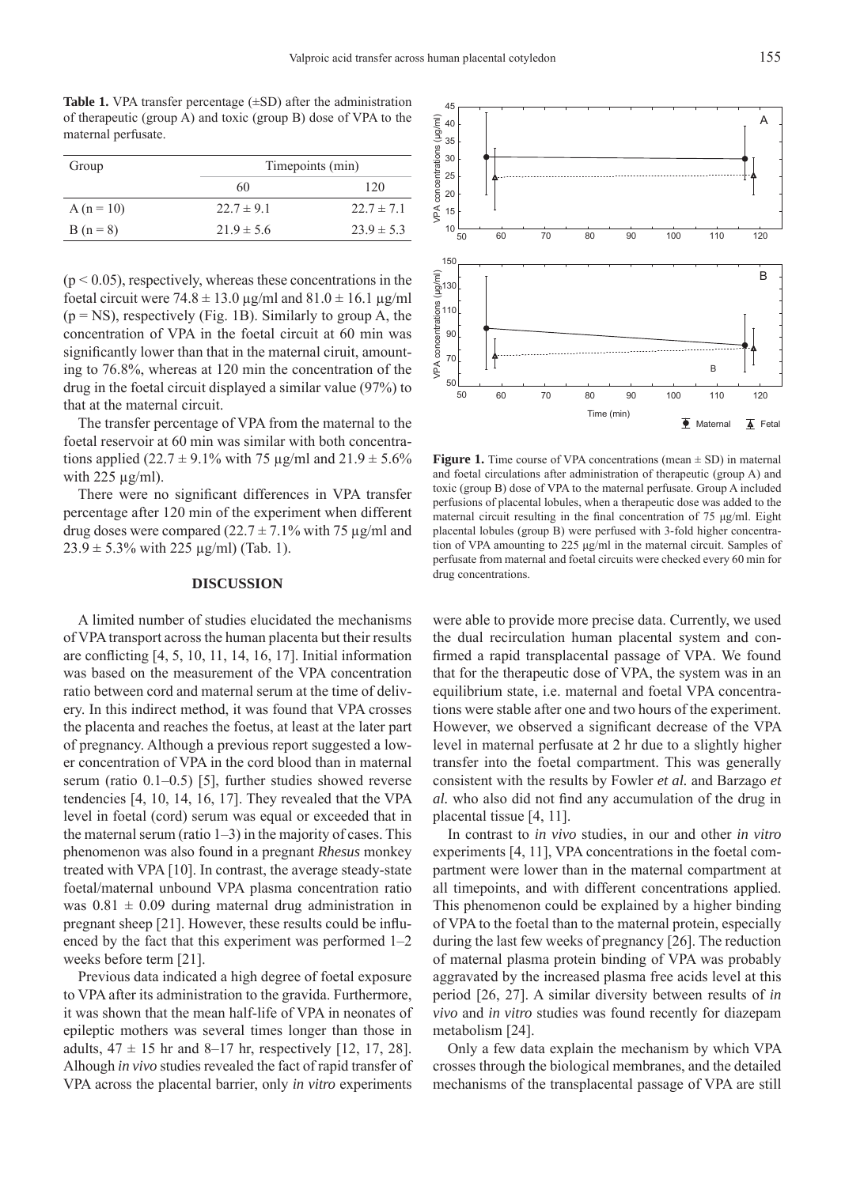**Table 1.** VPA transfer percentage (±SD) after the administration of therapeutic (group A) and toxic (group B) dose of VPA to the maternal perfusate.

| Group | Timepoints (min) | |
|---|---|---|
| | 60 | 120 |
| A (n = 10) | 22.7 ± 9.1 | 22.7 ± 7.1 |
| B (n = 8) | 21.9 ± 5.6 | 23.9 ± 5.3 |

($p < 0.05$), respectively, whereas these concentrations in the foetal circuit were 74.8 ± 13.0 µg/ml and 81.0 ± 16.1 µg/ml (p = NS), respectively (Fig. 1B). Similarly to group A, the concentration of VPA in the foetal circuit at 60 min was significantly lower than that in the maternal ciruit, amounting to 76.8%, whereas at 120 min the concentration of the drug in the foetal circuit displayed a similar value (97%) to that at the maternal circuit.

The transfer percentage of VPA from the maternal to the foetal reservoir at 60 min was similar with both concentrations applied (22.7 ± 9.1% with 75 µg/ml and 21.9 ± 5.6% with 225 µg/ml).

There were no significant differences in VPA transfer percentage after 120 min of the experiment when different drug doses were compared (22.7 ± 7.1% with 75 µg/ml and 23.9 ± 5.3% with 225 µg/ml) (Tab. 1).

**Figure 1.** Time course of VPA concentrations (mean ± SD) in maternal and foetal circulations after administration of therapeutic (group A) and toxic (group B) dose of VPA to the maternal perfusate. Group A included perfusions of placental lobules, when a therapeutic dose was added to the maternal circuit resulting in the final concentration of 75 µg/ml. Eight placental lobules (group B) were perfused with 3-fold higher concentration of VPA amounting to 225 µg/ml in the maternal circuit. Samples of perfusate from maternal and foetal circuits were checked every 60 min for drug concentrations.

## DISCUSSION

A limited number of studies elucidated the mechanisms of VPA transport across the human placenta but their results are conflicting [4, 5, 10, 11, 14, 16, 17]. Initial information was based on the measurement of the VPA concentration ratio between cord and maternal serum at the time of delivery. In this indirect method, it was found that VPA crosses the placenta and reaches the foetus, at least at the later part of pregnancy. Although a previous report suggested a lower concentration of VPA in the cord blood than in maternal serum (ratio 0.1–0.5) [5], further studies showed reverse tendencies [4, 10, 14, 16, 17]. They revealed that the VPA level in foetal (cord) serum was equal or exceeded that in the maternal serum (ratio 1–3) in the majority of cases. This phenomenon was also found in a pregnant *Rhesus* monkey treated with VPA [10]. In contrast, the average steady-state foetal/maternal unbound VPA plasma concentration ratio was 0.81 ± 0.09 during maternal drug administration in pregnant sheep [21]. However, these results could be influenced by the fact that this experiment was performed 1–2 weeks before term [21].

Previous data indicated a high degree of foetal exposure to VPA after its administration to the gravida. Furthermore, it was shown that the mean half-life of VPA in neonates of epileptic mothers was several times longer than those in adults, 47 ± 15 hr and 8–17 hr, respectively [12, 17, 28]. Alhough *in vivo* studies revealed the fact of rapid transfer of VPA across the placental barrier, only *in vitro* experiments were able to provide more precise data. Currently, we used the dual recirculation human placental system and confirmed a rapid transplacental passage of VPA. We found that for the therapeutic dose of VPA, the system was in an equilibrium state, i.e. maternal and foetal VPA concentrations were stable after one and two hours of the experiment. However, we observed a significant decrease of the VPA level in maternal perfusate at 2 hr due to a slightly higher transfer into the foetal compartment. This was generally consistent with the results by Fowler *et al.* and Barzago *et al.* who also did not find any accumulation of the drug in placental tissue [4, 11].

In contrast to *in vivo* studies, in our and other *in vitro* experiments [4, 11], VPA concentrations in the foetal compartment were lower than in the maternal compartment at all timepoints, and with different concentrations applied. This phenomenon could be explained by a higher binding of VPA to the foetal than to the maternal protein, especially during the last few weeks of pregnancy [26]. The reduction of maternal plasma protein binding of VPA was probably aggravated by the increased plasma free acids level at this period [26, 27]. A similar diversity between results of *in vivo* and *in vitro* studies was found recently for diazepam metabolism [24].

Only a few data explain the mechanism by which VPA crosses through the biological membranes, and the detailed mechanisms of the transplacental passage of VPA are still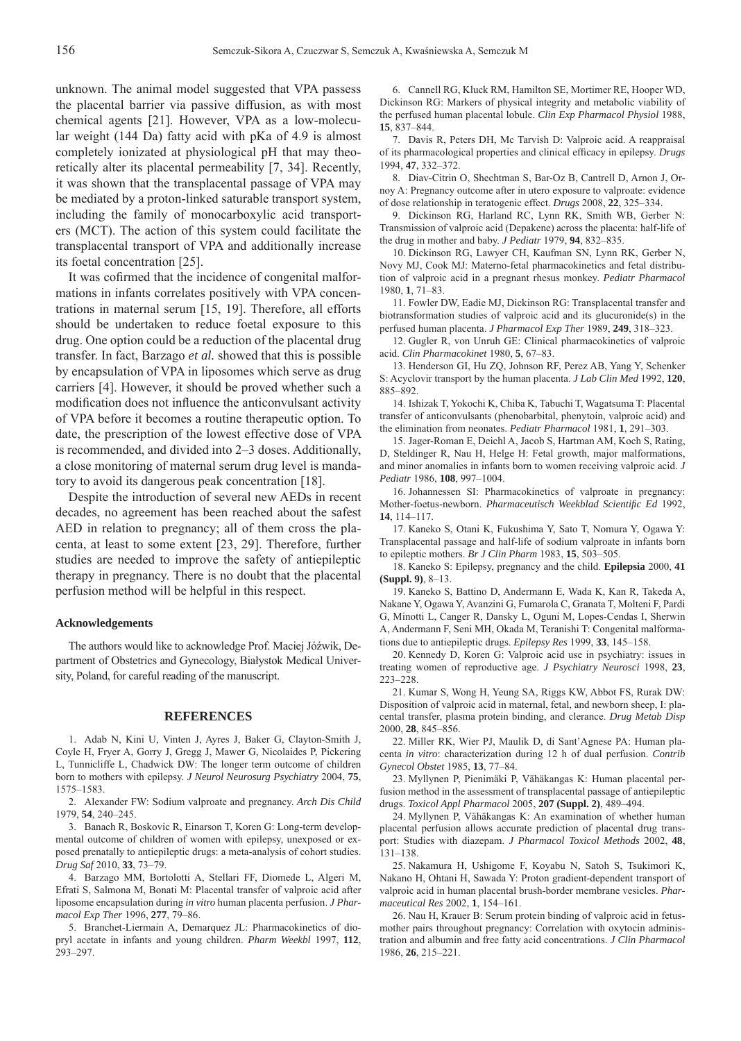unknown. The animal model suggested that VPA passess the placental barrier via passive diffusion, as with most chemical agents [21]. However, VPA as a low-molecular weight (144 Da) fatty acid with pKa of 4.9 is almost completely ionizated at physiological pH that may theoretically alter its placental permeability [7, 34]. Recently, it was shown that the transplacental passage of VPA may be mediated by a proton-linked saturable transport system, including the family of monocarboxylic acid transporters (MCT). The action of this system could facilitate the transplacental transport of VPA and additionally increase its foetal concentration [25].

It was cofirmed that the incidence of congenital malformations in infants correlates positively with VPA concentrations in maternal serum [15, 19]. Therefore, all efforts should be undertaken to reduce foetal exposure to this drug. One option could be a reduction of the placental drug transfer. In fact, Barzago *et al.* showed that this is possible by encapsulation of VPA in liposomes which serve as drug carriers [4]. However, it should be proved whether such a modification does not influence the anticonvulsant activity of VPA before it becomes a routine therapeutic option. To date, the prescription of the lowest effective dose of VPA is recommended, and divided into 2–3 doses. Additionally, a close monitoring of maternal serum drug level is mandatory to avoid its dangerous peak concentration [18].

Despite the introduction of several new AEDs in recent decades, no agreement has been reached about the safest AED in relation to pregnancy; all of them cross the placenta, at least to some extent [23, 29]. Therefore, further studies are needed to improve the safety of antiepileptic therapy in pregnancy. There is no doubt that the placental perfusion method will be helpful in this respect.

#### Acknowledgements

The authors would like to acknowledge Prof. Maciej Jóźwik, Department of Obstetrics and Gynecology, Białystok Medical University, Poland, for careful reading of the manuscript.

## REFERENCES

1. Adab N, Kini U, Vinten J, Ayres J, Baker G, Clayton-Smith J, Coyle H, Fryer A, Gorry J, Gregg J, Mawer G, Nicolaides P, Pickering L, Tunnicliffe L, Chadwick DW: The longer term outcome of children born to mothers with epilepsy. *J Neurol Neurosurg Psychiatry* 2004, **75**, 1575–1583.

2. Alexander FW: Sodium valproate and pregnancy. *Arch Dis Child* 1979, **54**, 240–245.

3. Banach R, Boskovic R, Einarson T, Koren G: Long-term developmental outcome of children of women with epilepsy, unexposed or exposed prenatally to antiepileptic drugs: a meta-analysis of cohort studies. *Drug Saf* 2010, **33**, 73–79.

4. Barzago MM, Bortolotti A, Stellari FF, Diomede L, Algeri M, Efrati S, Salmona M, Bonati M: Placental transfer of valproic acid after liposome encapsulation during *in vitro* human placenta perfusion. *J Pharmacol Exp Ther* 1996, **277**, 79–86.

5. Branchet-Liermain A, Demarquez JL: Pharmacokinetics of dioptyl acetate in infants and young children. *Pharm Weekbl* 1997, **112**, 293–297.

6. Cannell RG, Kluck RM, Hamilton SE, Mortimer RE, Hooper WD, Dickinson RG: Markers of physical integrity and metabolic viability of the perfused human placental lobule. *Clin Exp Pharmacol Physiol* 1988, **15**, 837–844.

7. Davis R, Peters DH, Mc Tarvish D: Valproic acid. A reappraisal of its pharmacological properties and clinical efficacy in epilepsy. *Drugs* 1994, **47**, 332–372.

8. Diav-Citrin O, Shechtman S, Bar-Oz B, Cantrell D, Arnon J, Ornoy A: Pregnancy outcome after in utero exposure to valproate: evidence of dose relationship in teratogenic effect. *Drugs* 2008, **22**, 325–334.

9. Dickinson RG, Harland RC, Lynn RK, Smith WB, Gerber N: Transmission of valproic acid (Depakene) across the placenta: half-life of the drug in mother and baby. *J Pediatr* 1979, **94**, 832–835.

10. Dickinson RG, Lawyer CH, Kaufman SN, Lynn RK, Gerber N, Novy MJ, Cook MJ: Materno-fetal pharmacokinetics and fetal distribution of valproic acid in a pregnant rhesus monkey. *Pediatr Pharmacol* 1980, **1**, 71–83.

11. Fowler DW, Eadie MJ, Dickinson RG: Transplacental transfer and biotransformation studies of valproic acid and its glucuronide(s) in the perfused human placenta. *J Pharmacol Exp Ther* 1989, **249**, 318–323.

12. Gugler R, von Unruh GE: Clinical pharmacokinetics of valproic acid. *Clin Pharmacokinet* 1980, **5**, 67–83.

13. Henderson GI, Hu ZQ, Johnson RF, Perez AB, Yang Y, Schenker S: Acyclovir transport by the human placenta. *J Lab Clin Med* 1992, **120**, 885–892.

14. Ishizak T, Yokochi K, Chiba K, Tabuchi T, Wagatsuma T: Placental transfer of anticonvulsants (phenobarbital, phenytoin, valproic acid) and the elimination from neonates. *Pediatr Pharmacol* 1981, **1**, 291–303.

15. Jager-Roman E, Deichl A, Jacob S, Hartman AM, Koch S, Rating, D, Steldinger R, Nau H, Helge H: Fetal growth, major malformations, and minor anomalies in infants born to women receiving valproic acid. *J Pediatr* 1986, **108**, 997–1004.

16. Johannessen SI: Pharmacokinetics of valproate in pregnancy: Mother-foetus-newborn. *Pharmaceutisch Weekblad Scientific Ed* 1992, **14**, 114–117.

17. Kaneko S, Otani K, Fukushima Y, Sato T, Nomura Y, Ogawa Y: Transplacental passage and half-life of sodium valproate in infants born to epileptic mothers. *Br J Clin Pharm* 1983, **15**, 503–505.

18. Kaneko S: Epilepsy, pregnancy and the child. **Epilepsia** 2000, **41 (Suppl. 9)**, 8–13.

19. Kaneko S, Battino D, Andermann E, Wada K, Kan R, Takeda A, Nakane Y, Ogawa Y, Avanzini G, Fumarola C, Granata T, Molteni F, Pardi G, Minotti L, Canger R, Dansky L, Oguni M, Lopes-Cendas I, Sherwin A, Andermann F, Seni MH, Okada M, Teranishi T: Congenital malformations due to antiepileptic drugs. *Epilepsy Res* 1999, **33**, 145–158.

20. Kennedy D, Koren G: Valproic acid use in psychiatry: issues in treating women of reproductive age. *J Psychiatry Neurosci* 1998, **23**, 223–228.

21. Kumar S, Wong H, Yeung SA, Riggs KW, Abbot FS, Rurak DW: Disposition of valproic acid in maternal, fetal, and newborn sheep, I: placental transfer, plasma protein binding, and clerance. *Drug Metab Disp* 2000, **28**, 845–856.

22. Miller RK, Wier PJ, Maulik D, di Sant'Agnese PA: Human placenta *in vitro*: characterization during 12 h of dual perfusion. *Contrib Gynecol Obstet* 1985, **13**, 77–84.

23. Myllynen P, Pienimäki P, Vähäkangas K: Human placental perfusion method in the assessment of transplacental passage of antiepileptic drugs. *Toxicol Appl Pharmacol* 2005, **207 (Suppl. 2)**, 489–494.

24. Myllynen P, Vähäkangas K: An examination of whether human placental perfusion allows accurate prediction of placental drug transport: Studies with diazepam. *J Pharmacol Toxicol Methods* 2002, **48**, 131–138.

25. Nakamura H, Ushigome F, Koyabu N, Satoh S, Tsukimori K, Nakano H, Ohtani H, Sawada Y: Proton gradient-dependent transport of valproic acid in human placental brush-border membrane vesicles. *Pharmaceutical Res* 2002, **1**, 154–161.

26. Nau H, Krauer B: Serum protein binding of valproic acid in fetus-mother pairs throughout pregnancy: Correlation with oxytocin administration and albumin and free fatty acid concentrations. *J Clin Pharmacol* 1986, **26**, 215–221.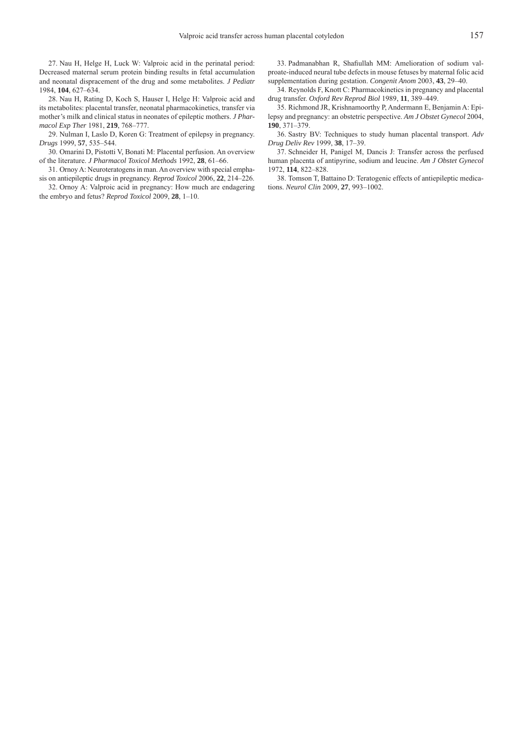27. Nau H, Helge H, Luck W: Valproic acid in the perinatal period: Decreased maternal serum protein binding results in fetal accumulation and neonatal dispracement of the drug and some metabolites. *J Pediatr* 1984, **104**, 627–634.

28. Nau H, Rating D, Koch S, Hauser I, Helge H: Valproic acid and its metabolites: placental transfer, neonatal pharmacokinetics, transfer via mother's milk and clinical status in neonates of epileptic mothers. *J Pharmacol Exp Ther* 1981, **219**, 768–777.

29. Nulman I, Laslo D, Koren G: Treatment of epilepsy in pregnancy. *Drugs* 1999, **57**, 535–544.

30. Omarini D, Pistotti V, Bonati M: Placental perfusion. An overview of the literature. *J Pharmacol Toxicol Methods* 1992, **28**, 61–66.

31. Ornoy A: Neuroteratogens in man. An overview with special emphasis on antiepileptic drugs in pregnancy. *Reprod Toxicol* 2006, **22**, 214–226.

32. Ornoy A: Valproic acid in pregnancy: How much are endagering the embryo and fetus? *Reprod Toxicol* 2009, **28**, 1–10.

33. Padmanabhan R, Shafiullah MM: Amelioration of sodium valproate-induced neural tube defects in mouse fetuses by maternal folic acid supplementation during gestation. *Congenit Anom* 2003, **43**, 29–40.

34. Reynolds F, Knott C: Pharmacokinetics in pregnancy and placental drug transfer. *Oxford Rev Reprod Biol* 1989, **11**, 389–449.

35. Richmond JR, Krishnamoorthy P, Andermann E, Benjamin A: Epilepsy and pregnancy: an obstetric perspective. *Am J Obstet Gynecol* 2004, **190**, 371–379.

36. Sastry BV: Techniques to study human placental transport. *Adv Drug Deliv Rev* 1999, **38**, 17–39.

37. Schneider H, Panigel M, Dancis J: Transfer across the perfused human placenta of antipyrine, sodium and leucine. *Am J Obstet Gynecol* 1972, **114**, 822–828.

38. Tomson T, Battaino D: Teratogenic effects of antiepileptic medications. *Neurol Clin* 2009, **27**, 993–1002.